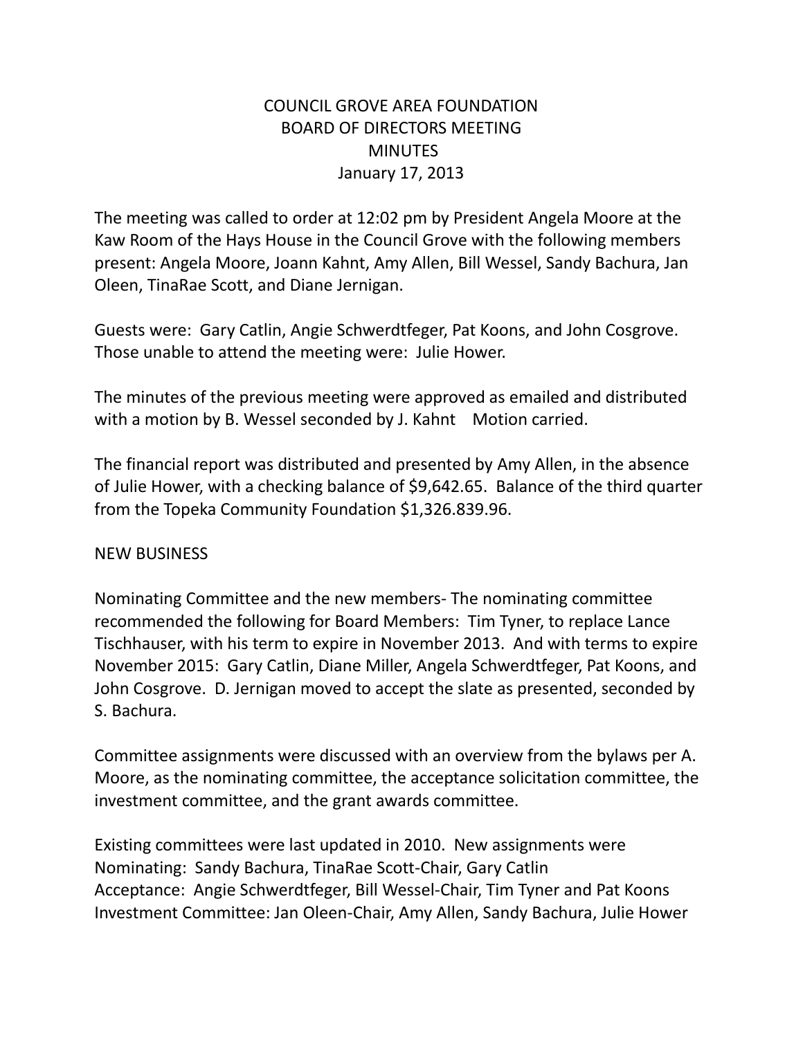# COUNCIL GROVE AREA FOUNDATION
## BOARD OF DIRECTORS MEETING
## MINUTES
## January 17, 2013

The meeting was called to order at 12:02 pm by President Angela Moore at the Kaw Room of the Hays House in the Council Grove with the following members present: Angela Moore, Joann Kahnt, Amy Allen, Bill Wessel, Sandy Bachura, Jan Oleen, TinaRae Scott, and Diane Jernigan.

Guests were: Gary Catlin, Angie Schwerdtfeger, Pat Koons, and John Cosgrove. Those unable to attend the meeting were: Julie Hower.

The minutes of the previous meeting were approved as emailed and distributed with a motion by B. Wessel seconded by J. Kahnt Motion carried.

The financial report was distributed and presented by Amy Allen, in the absence of Julie Hower, with a checking balance of $9,642.65. Balance of the third quarter from the Topeka Community Foundation $1,326.839.96.

NEW BUSINESS

Nominating Committee and the new members- The nominating committee recommended the following for Board Members: Tim Tyner, to replace Lance Tischhauser, with his term to expire in November 2013. And with terms to expire November 2015: Gary Catlin, Diane Miller, Angela Schwerdtfeger, Pat Koons, and John Cosgrove. D. Jernigan moved to accept the slate as presented, seconded by S. Bachura.

Committee assignments were discussed with an overview from the bylaws per A. Moore, as the nominating committee, the acceptance solicitation committee, the investment committee, and the grant awards committee.

Existing committees were last updated in 2010. New assignments were
Nominating: Sandy Bachura, TinaRae Scott-Chair, Gary Catlin
Acceptance: Angie Schwerdtfeger, Bill Wessel-Chair, Tim Tyner and Pat Koons
Investment Committee: Jan Oleen-Chair, Amy Allen, Sandy Bachura, Julie Hower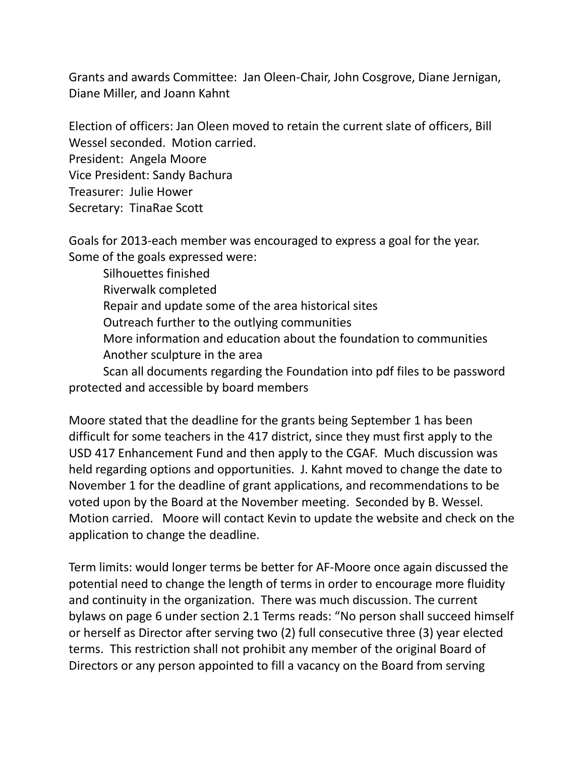Grants and awards Committee: Jan Oleen-Chair, John Cosgrove, Diane Jernigan, Diane Miller, and Joann Kahnt

Election of officers: Jan Oleen moved to retain the current slate of officers, Bill Wessel seconded. Motion carried.
President: Angela Moore
Vice President: Sandy Bachura
Treasurer: Julie Hower
Secretary: TinaRae Scott

Goals for 2013-each member was encouraged to express a goal for the year. Some of the goals expressed were:

- Silhouettes finished
- Riverwalk completed
- Repair and update some of the area historical sites
- Outreach further to the outlying communities
- More information and education about the foundation to communities
- Another sculpture in the area
- Scan all documents regarding the Foundation into pdf files to be password protected and accessible by board members

Moore stated that the deadline for the grants being September 1 has been difficult for some teachers in the 417 district, since they must first apply to the USD 417 Enhancement Fund and then apply to the CGAF. Much discussion was held regarding options and opportunities. J. Kahnt moved to change the date to November 1 for the deadline of grant applications, and recommendations to be voted upon by the Board at the November meeting. Seconded by B. Wessel. Motion carried. Moore will contact Kevin to update the website and check on the application to change the deadline.

Term limits: would longer terms be better for AF-Moore once again discussed the potential need to change the length of terms in order to encourage more fluidity and continuity in the organization. There was much discussion. The current bylaws on page 6 under section 2.1 Terms reads: "No person shall succeed himself or herself as Director after serving two (2) full consecutive three (3) year elected terms. This restriction shall not prohibit any member of the original Board of Directors or any person appointed to fill a vacancy on the Board from serving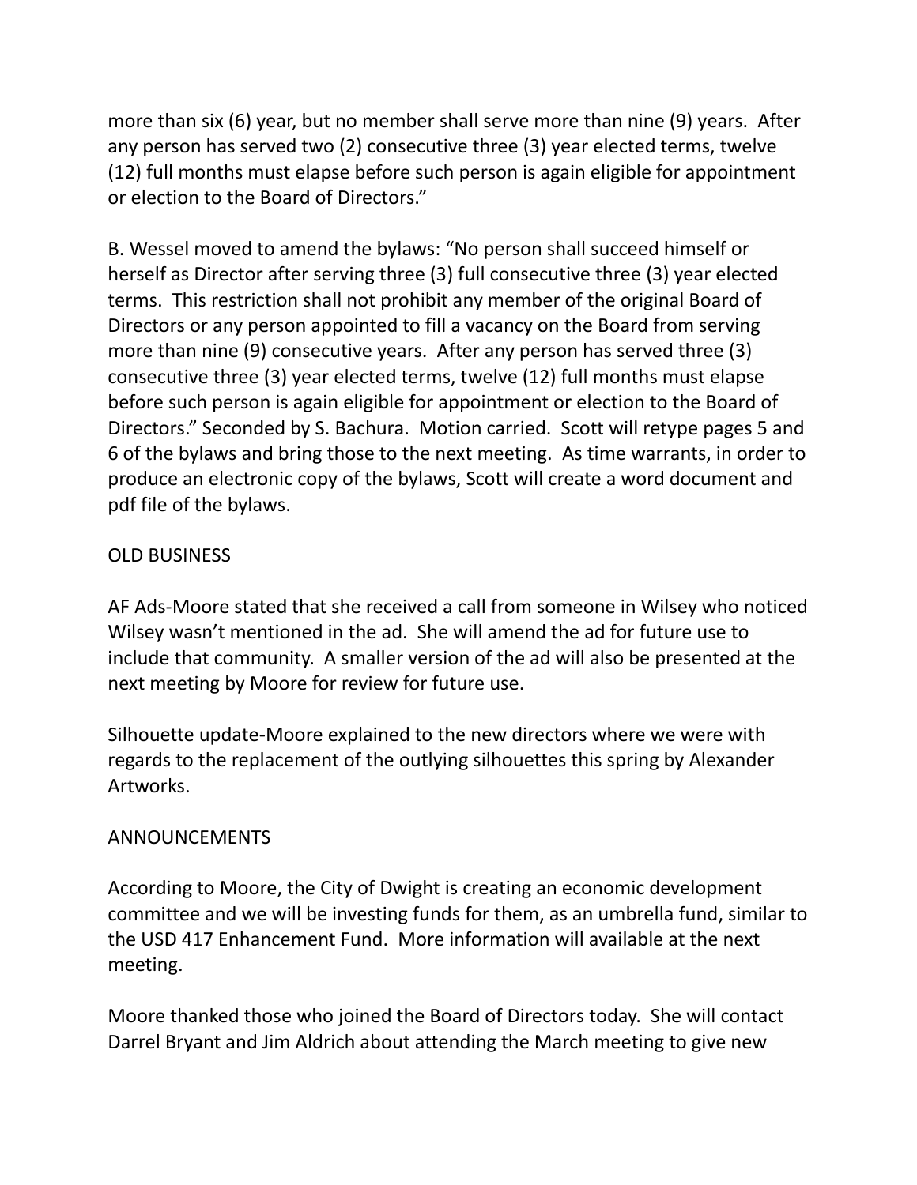more than six (6) year, but no member shall serve more than nine (9) years. After any person has served two (2) consecutive three (3) year elected terms, twelve (12) full months must elapse before such person is again eligible for appointment or election to the Board of Directors."

B. Wessel moved to amend the bylaws: "No person shall succeed himself or herself as Director after serving three (3) full consecutive three (3) year elected terms. This restriction shall not prohibit any member of the original Board of Directors or any person appointed to fill a vacancy on the Board from serving more than nine (9) consecutive years. After any person has served three (3) consecutive three (3) year elected terms, twelve (12) full months must elapse before such person is again eligible for appointment or election to the Board of Directors." Seconded by S. Bachura. Motion carried. Scott will retype pages 5 and 6 of the bylaws and bring those to the next meeting. As time warrants, in order to produce an electronic copy of the bylaws, Scott will create a word document and pdf file of the bylaws.

OLD BUSINESS

AF Ads-Moore stated that she received a call from someone in Wilsey who noticed Wilsey wasn't mentioned in the ad. She will amend the ad for future use to include that community. A smaller version of the ad will also be presented at the next meeting by Moore for review for future use.

Silhouette update-Moore explained to the new directors where we were with regards to the replacement of the outlying silhouettes this spring by Alexander Artworks.

ANNOUNCEMENTS

According to Moore, the City of Dwight is creating an economic development committee and we will be investing funds for them, as an umbrella fund, similar to the USD 417 Enhancement Fund. More information will available at the next meeting.

Moore thanked those who joined the Board of Directors today. She will contact Darrel Bryant and Jim Aldrich about attending the March meeting to give new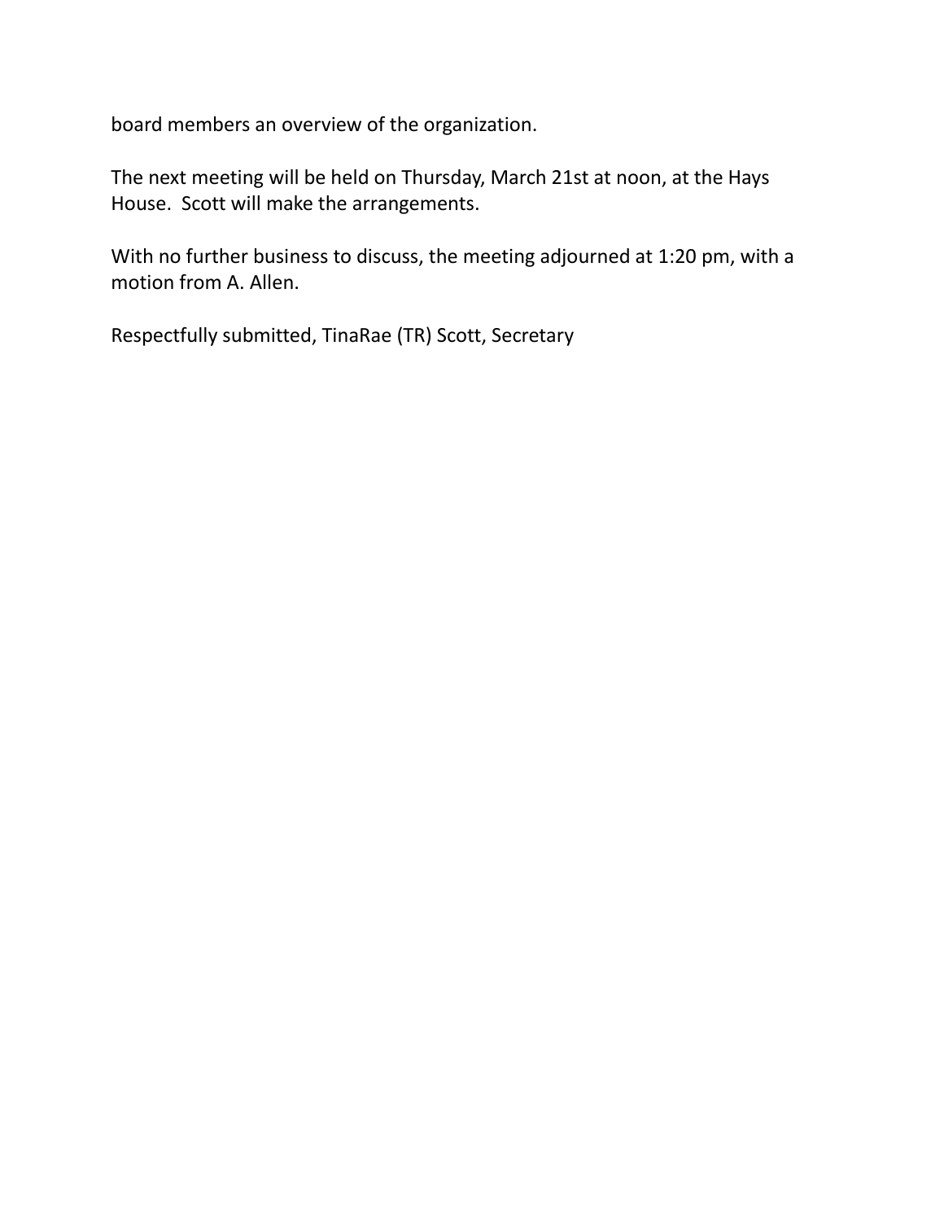board members an overview of the organization.

The next meeting will be held on Thursday, March 21st at noon, at the Hays House. Scott will make the arrangements.

With no further business to discuss, the meeting adjourned at 1:20 pm, with a motion from A. Allen.

Respectfully submitted, TinaRae (TR) Scott, Secretary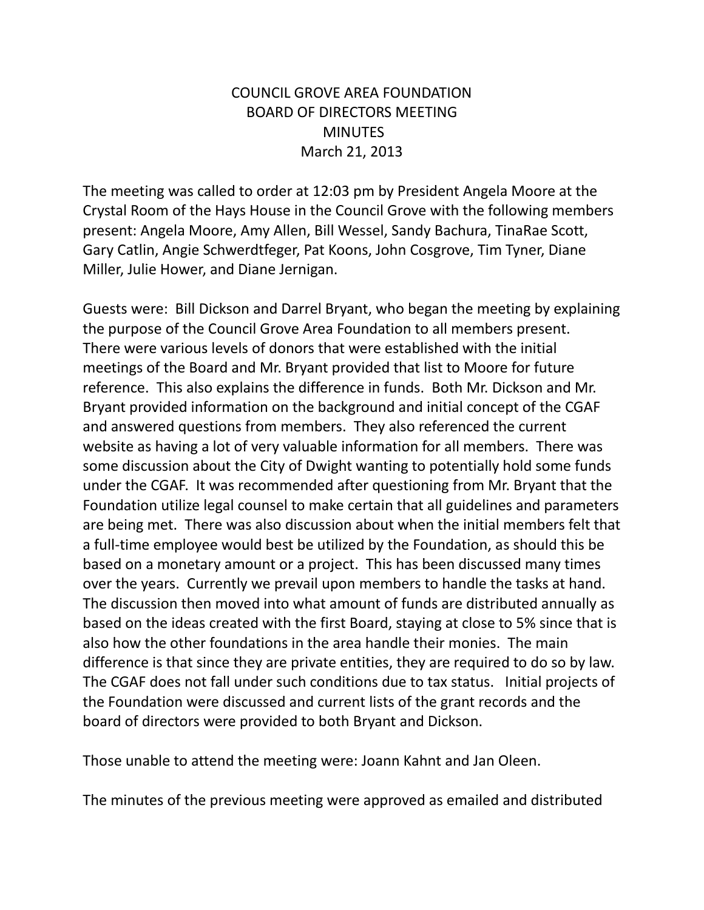# COUNCIL GROVE AREA FOUNDATION
## BOARD OF DIRECTORS MEETING
## MINUTES
### March 21, 2013

The meeting was called to order at 12:03 pm by President Angela Moore at the Crystal Room of the Hays House in the Council Grove with the following members present: Angela Moore, Amy Allen, Bill Wessel, Sandy Bachura, TinaRae Scott, Gary Catlin, Angie Schwerdtfeger, Pat Koons, John Cosgrove, Tim Tyner, Diane Miller, Julie Hower, and Diane Jernigan.

Guests were: Bill Dickson and Darrel Bryant, who began the meeting by explaining the purpose of the Council Grove Area Foundation to all members present. There were various levels of donors that were established with the initial meetings of the Board and Mr. Bryant provided that list to Moore for future reference. This also explains the difference in funds. Both Mr. Dickson and Mr. Bryant provided information on the background and initial concept of the CGAF and answered questions from members. They also referenced the current website as having a lot of very valuable information for all members. There was some discussion about the City of Dwight wanting to potentially hold some funds under the CGAF. It was recommended after questioning from Mr. Bryant that the Foundation utilize legal counsel to make certain that all guidelines and parameters are being met. There was also discussion about when the initial members felt that a full-time employee would best be utilized by the Foundation, as should this be based on a monetary amount or a project. This has been discussed many times over the years. Currently we prevail upon members to handle the tasks at hand. The discussion then moved into what amount of funds are distributed annually as based on the ideas created with the first Board, staying at close to 5% since that is also how the other foundations in the area handle their monies. The main difference is that since they are private entities, they are required to do so by law. The CGAF does not fall under such conditions due to tax status. Initial projects of the Foundation were discussed and current lists of the grant records and the board of directors were provided to both Bryant and Dickson.

Those unable to attend the meeting were: Joann Kahnt and Jan Oleen.

The minutes of the previous meeting were approved as emailed and distributed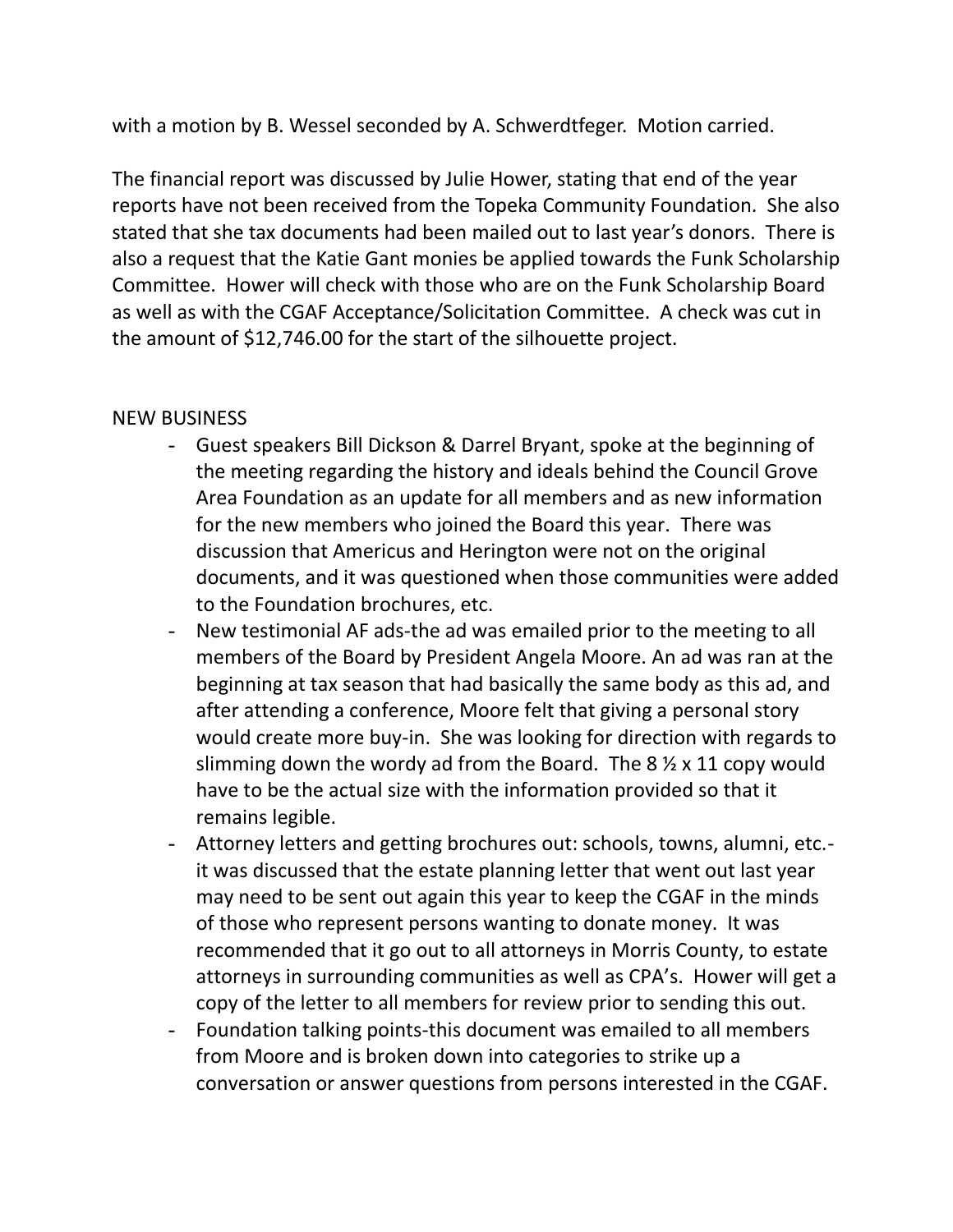with a motion by B. Wessel seconded by A. Schwerdtfeger. Motion carried.

The financial report was discussed by Julie Hower, stating that end of the year reports have not been received from the Topeka Community Foundation. She also stated that she tax documents had been mailed out to last year's donors. There is also a request that the Katie Gant monies be applied towards the Funk Scholarship Committee. Hower will check with those who are on the Funk Scholarship Board as well as with the CGAF Acceptance/Solicitation Committee. A check was cut in the amount of $12,746.00 for the start of the silhouette project.

NEW BUSINESS

- Guest speakers Bill Dickson & Darrel Bryant, spoke at the beginning of the meeting regarding the history and ideals behind the Council Grove Area Foundation as an update for all members and as new information for the new members who joined the Board this year. There was discussion that Americus and Herington were not on the original documents, and it was questioned when those communities were added to the Foundation brochures, etc.
- New testimonial AF ads-the ad was emailed prior to the meeting to all members of the Board by President Angela Moore. An ad was ran at the beginning at tax season that had basically the same body as this ad, and after attending a conference, Moore felt that giving a personal story would create more buy-in. She was looking for direction with regards to slimming down the wordy ad from the Board. The 8 ½ x 11 copy would have to be the actual size with the information provided so that it remains legible.
- Attorney letters and getting brochures out: schools, towns, alumni, etc.-it was discussed that the estate planning letter that went out last year may need to be sent out again this year to keep the CGAF in the minds of those who represent persons wanting to donate money. It was recommended that it go out to all attorneys in Morris County, to estate attorneys in surrounding communities as well as CPA's. Hower will get a copy of the letter to all members for review prior to sending this out.
- Foundation talking points-this document was emailed to all members from Moore and is broken down into categories to strike up a conversation or answer questions from persons interested in the CGAF.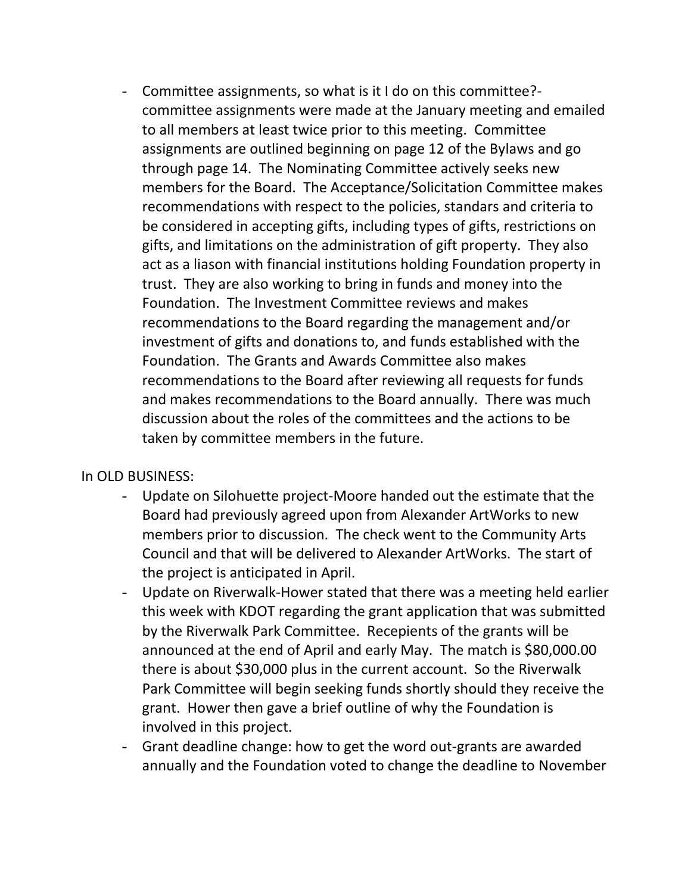- Committee assignments, so what is it I do on this committee?- committee assignments were made at the January meeting and emailed to all members at least twice prior to this meeting. Committee assignments are outlined beginning on page 12 of the Bylaws and go through page 14. The Nominating Committee actively seeks new members for the Board. The Acceptance/Solicitation Committee makes recommendations with respect to the policies, standards and criteria to be considered in accepting gifts, including types of gifts, restrictions on gifts, and limitations on the administration of gift property. They also act as a liason with financial institutions holding Foundation property in trust. They are also working to bring in funds and money into the Foundation. The Investment Committee reviews and makes recommendations to the Board regarding the management and/or investment of gifts and donations to, and funds established with the Foundation. The Grants and Awards Committee also makes recommendations to the Board after reviewing all requests for funds and makes recommendations to the Board annually. There was much discussion about the roles of the committees and the actions to be taken by committee members in the future.

In OLD BUSINESS:

- Update on Silohuette project-Moore handed out the estimate that the Board had previously agreed upon from Alexander ArtWorks to new members prior to discussion. The check went to the Community Arts Council and that will be delivered to Alexander ArtWorks. The start of the project is anticipated in April.
- Update on Riverwalk-Hower stated that there was a meeting held earlier this week with KDOT regarding the grant application that was submitted by the Riverwalk Park Committee. Recepients of the grants will be announced at the end of April and early May. The match is $80,000.00 there is about $30,000 plus in the current account. So the Riverwalk Park Committee will begin seeking funds shortly should they receive the grant. Hower then gave a brief outline of why the Foundation is involved in this project.
- Grant deadline change: how to get the word out-grants are awarded annually and the Foundation voted to change the deadline to November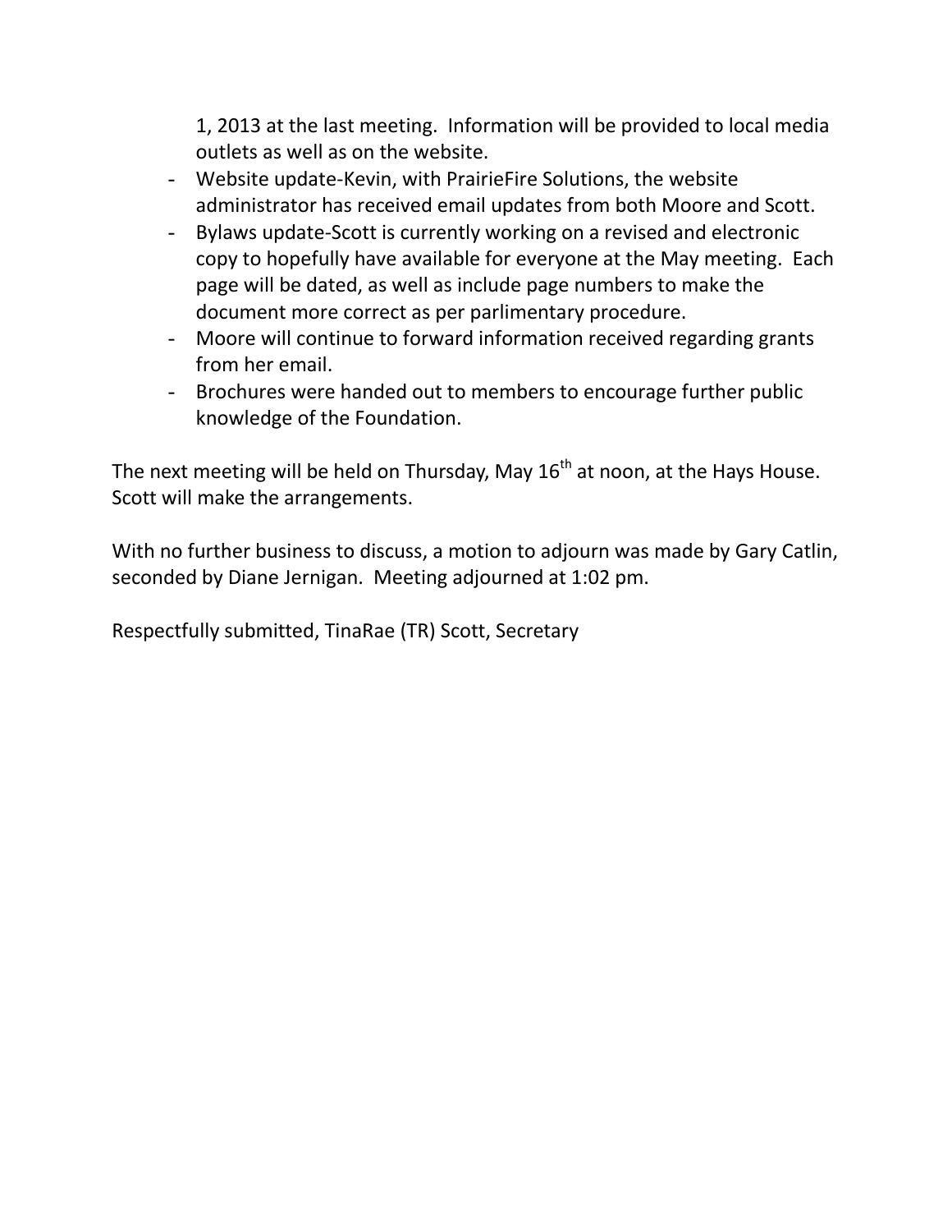1, 2013 at the last meeting. Information will be provided to local media outlets as well as on the website.

- Website update-Kevin, with PrairieFire Solutions, the website administrator has received email updates from both Moore and Scott.
- Bylaws update-Scott is currently working on a revised and electronic copy to hopefully have available for everyone at the May meeting. Each page will be dated, as well as include page numbers to make the document more correct as per parlimentary procedure.
- Moore will continue to forward information received regarding grants from her email.
- Brochures were handed out to members to encourage further public knowledge of the Foundation.

The next meeting will be held on Thursday, May 16th at noon, at the Hays House. Scott will make the arrangements.

With no further business to discuss, a motion to adjourn was made by Gary Catlin, seconded by Diane Jernigan. Meeting adjourned at 1:02 pm.

Respectfully submitted, TinaRae (TR) Scott, Secretary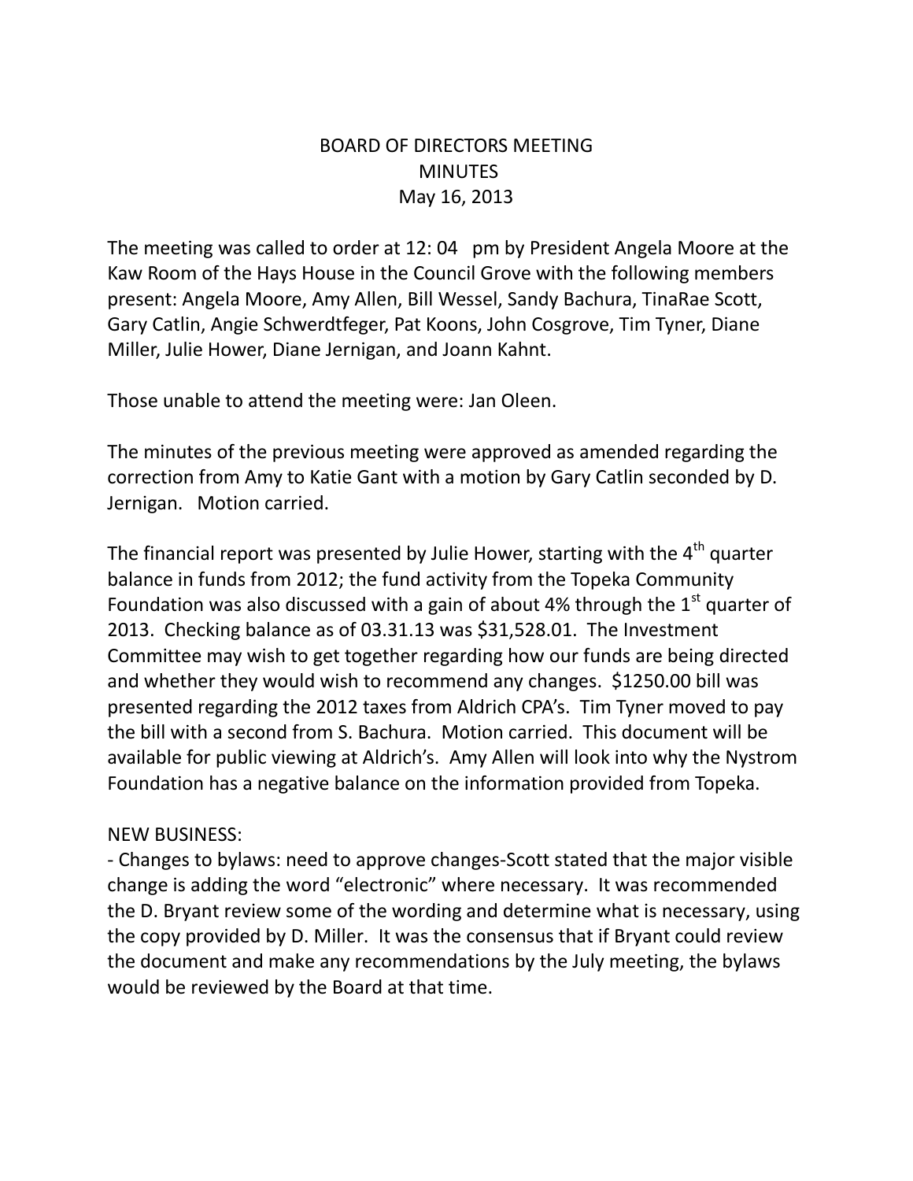BOARD OF DIRECTORS MEETING
MINUTES
May 16, 2013

The meeting was called to order at 12: 04 pm by President Angela Moore at the Kaw Room of the Hays House in the Council Grove with the following members present: Angela Moore, Amy Allen, Bill Wessel, Sandy Bachura, TinaRae Scott, Gary Catlin, Angie Schwerdtfeger, Pat Koons, John Cosgrove, Tim Tyner, Diane Miller, Julie Hower, Diane Jernigan, and Joann Kahnt.

Those unable to attend the meeting were: Jan Oleen.

The minutes of the previous meeting were approved as amended regarding the correction from Amy to Katie Gant with a motion by Gary Catlin seconded by D. Jernigan. Motion carried.

The financial report was presented by Julie Hower, starting with the 4th quarter balance in funds from 2012; the fund activity from the Topeka Community Foundation was also discussed with a gain of about 4% through the 1st quarter of 2013. Checking balance as of 03.31.13 was $31,528.01. The Investment Committee may wish to get together regarding how our funds are being directed and whether they would wish to recommend any changes. $1250.00 bill was presented regarding the 2012 taxes from Aldrich CPA's. Tim Tyner moved to pay the bill with a second from S. Bachura. Motion carried. This document will be available for public viewing at Aldrich's. Amy Allen will look into why the Nystrom Foundation has a negative balance on the information provided from Topeka.

NEW BUSINESS:

- Changes to bylaws: need to approve changes-Scott stated that the major visible change is adding the word "electronic" where necessary. It was recommended the D. Bryant review some of the wording and determine what is necessary, using the copy provided by D. Miller. It was the consensus that if Bryant could review the document and make any recommendations by the July meeting, the bylaws would be reviewed by the Board at that time.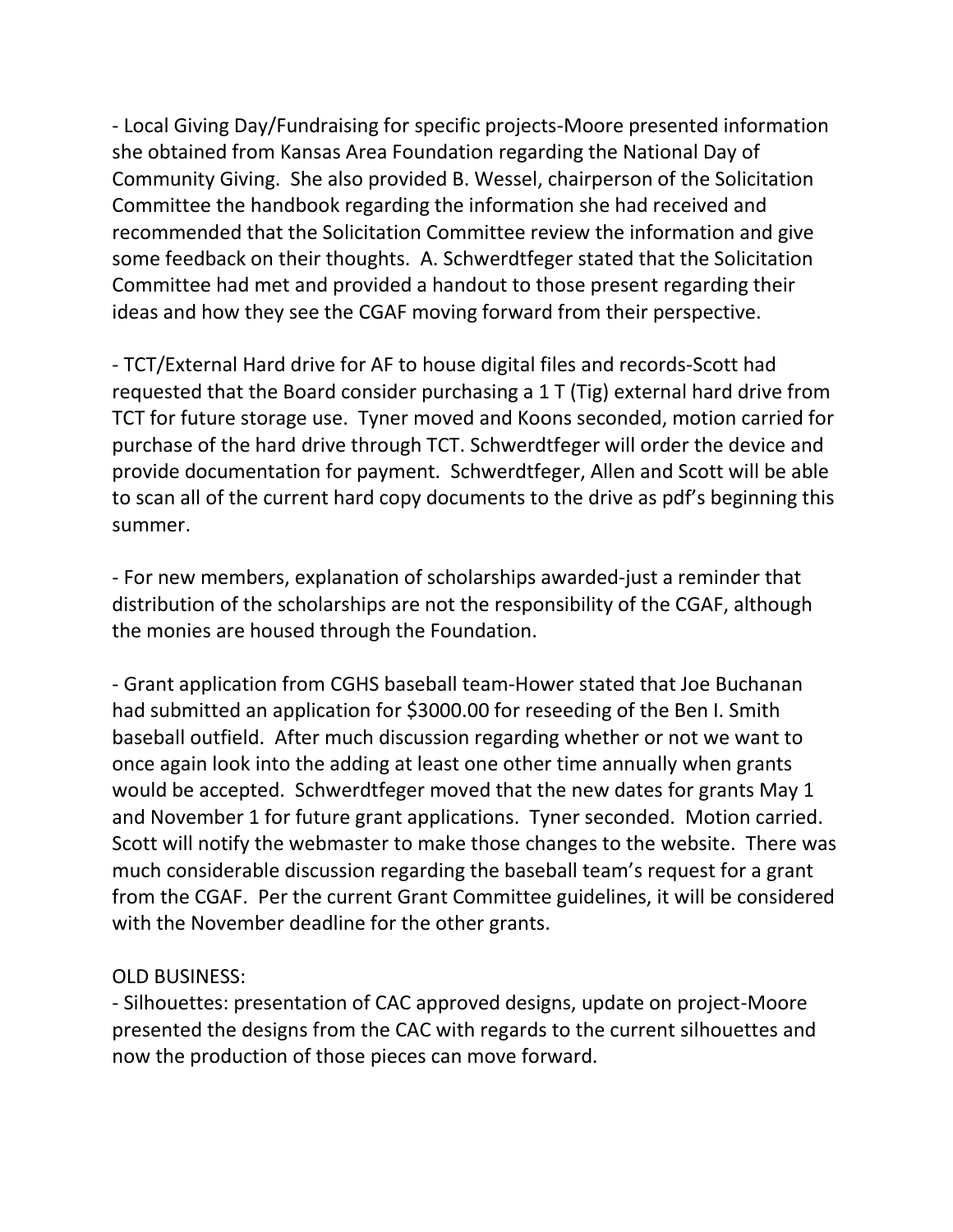- Local Giving Day/Fundraising for specific projects-Moore presented information she obtained from Kansas Area Foundation regarding the National Day of Community Giving. She also provided B. Wessel, chairperson of the Solicitation Committee the handbook regarding the information she had received and recommended that the Solicitation Committee review the information and give some feedback on their thoughts. A. Schwerdtfeger stated that the Solicitation Committee had met and provided a handout to those present regarding their ideas and how they see the CGAF moving forward from their perspective.

- TCT/External Hard drive for AF to house digital files and records-Scott had requested that the Board consider purchasing a 1 T (Tig) external hard drive from TCT for future storage use. Tyner moved and Koons seconded, motion carried for purchase of the hard drive through TCT. Schwerdtfeger will order the device and provide documentation for payment. Schwerdtfeger, Allen and Scott will be able to scan all of the current hard copy documents to the drive as pdf's beginning this summer.

- For new members, explanation of scholarships awarded-just a reminder that distribution of the scholarships are not the responsibility of the CGAF, although the monies are housed through the Foundation.

- Grant application from CGHS baseball team-Hower stated that Joe Buchanan had submitted an application for $3000.00 for reseeding of the Ben I. Smith baseball outfield. After much discussion regarding whether or not we want to once again look into the adding at least one other time annually when grants would be accepted. Schwerdtfeger moved that the new dates for grants May 1 and November 1 for future grant applications. Tyner seconded. Motion carried. Scott will notify the webmaster to make those changes to the website. There was much considerable discussion regarding the baseball team's request for a grant from the CGAF. Per the current Grant Committee guidelines, it will be considered with the November deadline for the other grants.

OLD BUSINESS:

- Silhouettes: presentation of CAC approved designs, update on project-Moore presented the designs from the CAC with regards to the current silhouettes and now the production of those pieces can move forward.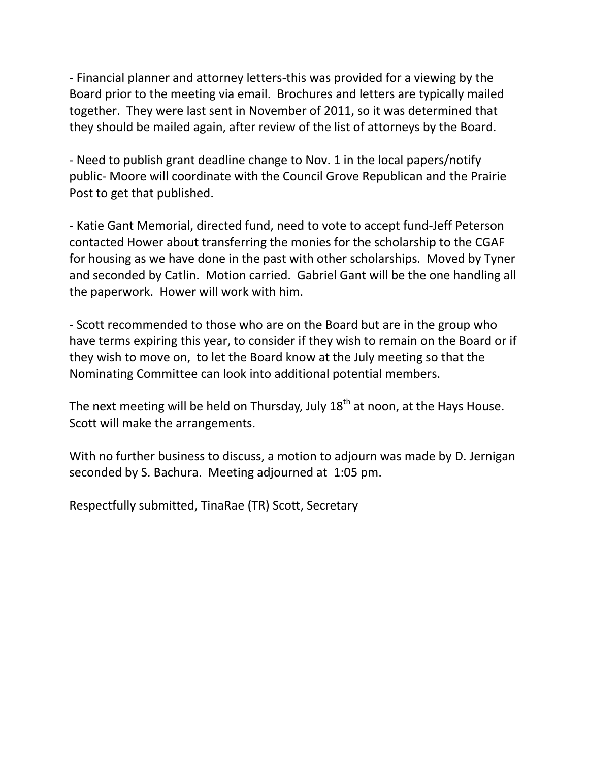- Financial planner and attorney letters-this was provided for a viewing by the Board prior to the meeting via email. Brochures and letters are typically mailed together. They were last sent in November of 2011, so it was determined that they should be mailed again, after review of the list of attorneys by the Board.

- Need to publish grant deadline change to Nov. 1 in the local papers/notify public- Moore will coordinate with the Council Grove Republican and the Prairie Post to get that published.

- Katie Gant Memorial, directed fund, need to vote to accept fund-Jeff Peterson contacted Hower about transferring the monies for the scholarship to the CGAF for housing as we have done in the past with other scholarships. Moved by Tyner and seconded by Catlin. Motion carried. Gabriel Gant will be the one handling all the paperwork. Hower will work with him.

- Scott recommended to those who are on the Board but are in the group who have terms expiring this year, to consider if they wish to remain on the Board or if they wish to move on, to let the Board know at the July meeting so that the Nominating Committee can look into additional potential members.

The next meeting will be held on Thursday, July 18th at noon, at the Hays House. Scott will make the arrangements.

With no further business to discuss, a motion to adjourn was made by D. Jernigan seconded by S. Bachura. Meeting adjourned at 1:05 pm.

Respectfully submitted, TinaRae (TR) Scott, Secretary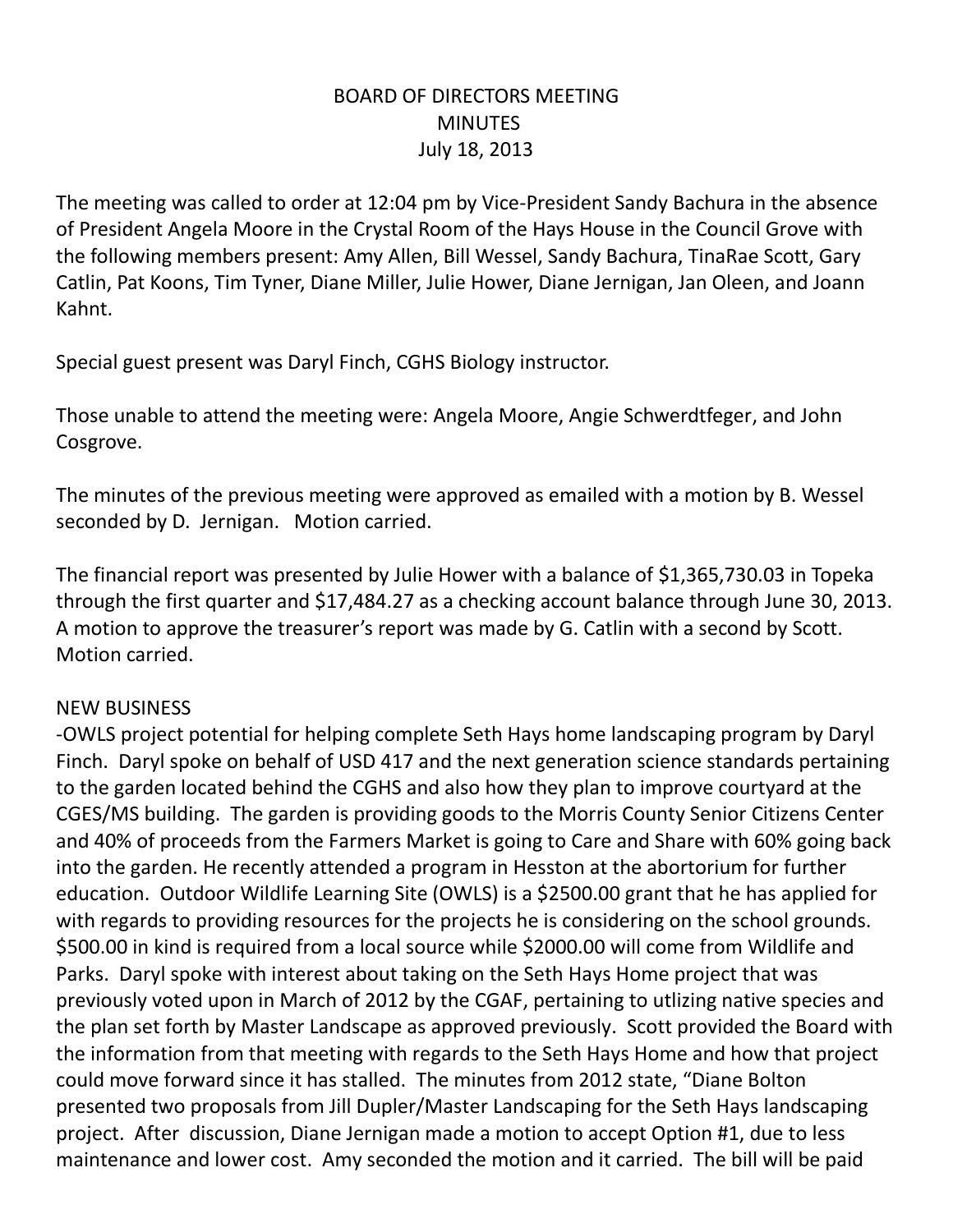BOARD OF DIRECTORS MEETING
MINUTES
July 18, 2013

The meeting was called to order at 12:04 pm by Vice-President Sandy Bachura in the absence of President Angela Moore in the Crystal Room of the Hays House in the Council Grove with the following members present: Amy Allen, Bill Wessel, Sandy Bachura, TinaRae Scott, Gary Catlin, Pat Koons, Tim Tyner, Diane Miller, Julie Hower, Diane Jernigan, Jan Oleen, and Joann Kahnt.

Special guest present was Daryl Finch, CGHS Biology instructor.

Those unable to attend the meeting were: Angela Moore, Angie Schwerdtfeger, and John Cosgrove.

The minutes of the previous meeting were approved as emailed with a motion by B. Wessel seconded by D. Jernigan. Motion carried.

The financial report was presented by Julie Hower with a balance of $1,365,730.03 in Topeka through the first quarter and $17,484.27 as a checking account balance through June 30, 2013. A motion to approve the treasurer's report was made by G. Catlin with a second by Scott. Motion carried.

NEW BUSINESS

-OWLS project potential for helping complete Seth Hays home landscaping program by Daryl Finch. Daryl spoke on behalf of USD 417 and the next generation science standards pertaining to the garden located behind the CGHS and also how they plan to improve courtyard at the CGES/MS building. The garden is providing goods to the Morris County Senior Citizens Center and 40% of proceeds from the Farmers Market is going to Care and Share with 60% going back into the garden. He recently attended a program in Hesston at the abortorium for further education. Outdoor Wildlife Learning Site (OWLS) is a $2500.00 grant that he has applied for with regards to providing resources for the projects he is considering on the school grounds. $500.00 in kind is required from a local source while $2000.00 will come from Wildlife and Parks. Daryl spoke with interest about taking on the Seth Hays Home project that was previously voted upon in March of 2012 by the CGAF, pertaining to utlizing native species and the plan set forth by Master Landscape as approved previously. Scott provided the Board with the information from that meeting with regards to the Seth Hays Home and how that project could move forward since it has stalled. The minutes from 2012 state, "Diane Bolton presented two proposals from Jill Dupler/Master Landscaping for the Seth Hays landscaping project. After discussion, Diane Jernigan made a motion to accept Option #1, due to less maintenance and lower cost. Amy seconded the motion and it carried. The bill will be paid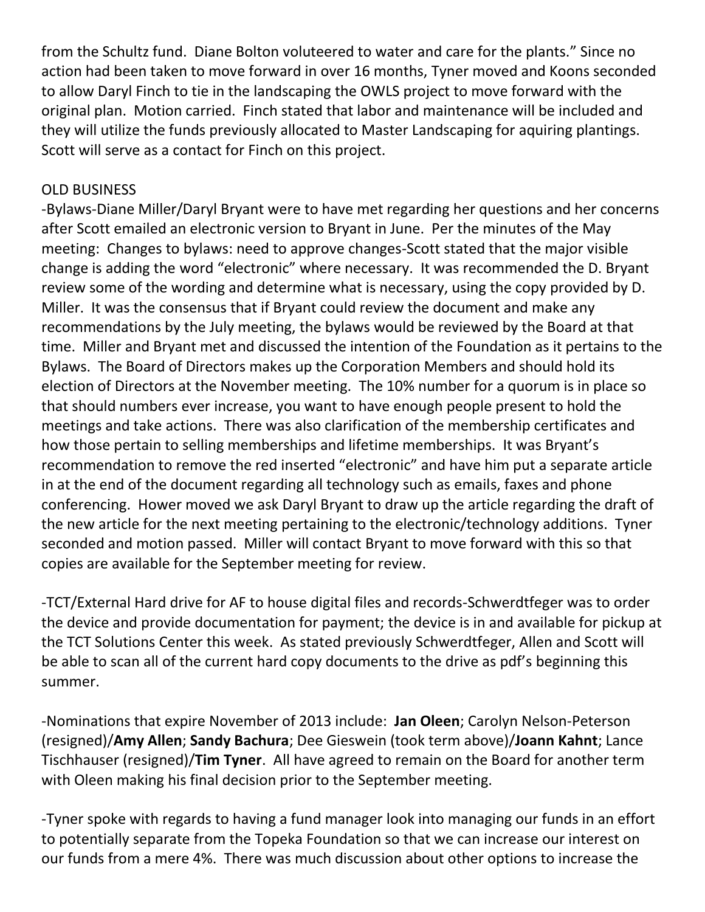from the Schultz fund. Diane Bolton voluteered to water and care for the plants." Since no action had been taken to move forward in over 16 months, Tyner moved and Koons seconded to allow Daryl Finch to tie in the landscaping the OWLS project to move forward with the original plan. Motion carried. Finch stated that labor and maintenance will be included and they will utilize the funds previously allocated to Master Landscaping for aquiring plantings. Scott will serve as a contact for Finch on this project.

OLD BUSINESS

-Bylaws-Diane Miller/Daryl Bryant were to have met regarding her questions and her concerns after Scott emailed an electronic version to Bryant in June. Per the minutes of the May meeting: Changes to bylaws: need to approve changes-Scott stated that the major visible change is adding the word "electronic" where necessary. It was recommended the D. Bryant review some of the wording and determine what is necessary, using the copy provided by D. Miller. It was the consensus that if Bryant could review the document and make any recommendations by the July meeting, the bylaws would be reviewed by the Board at that time. Miller and Bryant met and discussed the intention of the Foundation as it pertains to the Bylaws. The Board of Directors makes up the Corporation Members and should hold its election of Directors at the November meeting. The 10% number for a quorum is in place so that should numbers ever increase, you want to have enough people present to hold the meetings and take actions. There was also clarification of the membership certificates and how those pertain to selling memberships and lifetime memberships. It was Bryant's recommendation to remove the red inserted "electronic" and have him put a separate article in at the end of the document regarding all technology such as emails, faxes and phone conferencing. Hower moved we ask Daryl Bryant to draw up the article regarding the draft of the new article for the next meeting pertaining to the electronic/technology additions. Tyner seconded and motion passed. Miller will contact Bryant to move forward with this so that copies are available for the September meeting for review.

-TCT/External Hard drive for AF to house digital files and records-Schwerdtfeger was to order the device and provide documentation for payment; the device is in and available for pickup at the TCT Solutions Center this week. As stated previously Schwerdtfeger, Allen and Scott will be able to scan all of the current hard copy documents to the drive as pdf's beginning this summer.

-Nominations that expire November of 2013 include: **Jan Oleen**; Carolyn Nelson-Peterson (resigned)/**Amy Allen**; **Sandy Bachura**; Dee Gieswein (took term above)/**Joann Kahnt**; Lance Tischhauser (resigned)/**Tim Tyner**. All have agreed to remain on the Board for another term with Oleen making his final decision prior to the September meeting.

-Tyner spoke with regards to having a fund manager look into managing our funds in an effort to potentially separate from the Topeka Foundation so that we can increase our interest on our funds from a mere 4%. There was much discussion about other options to increase the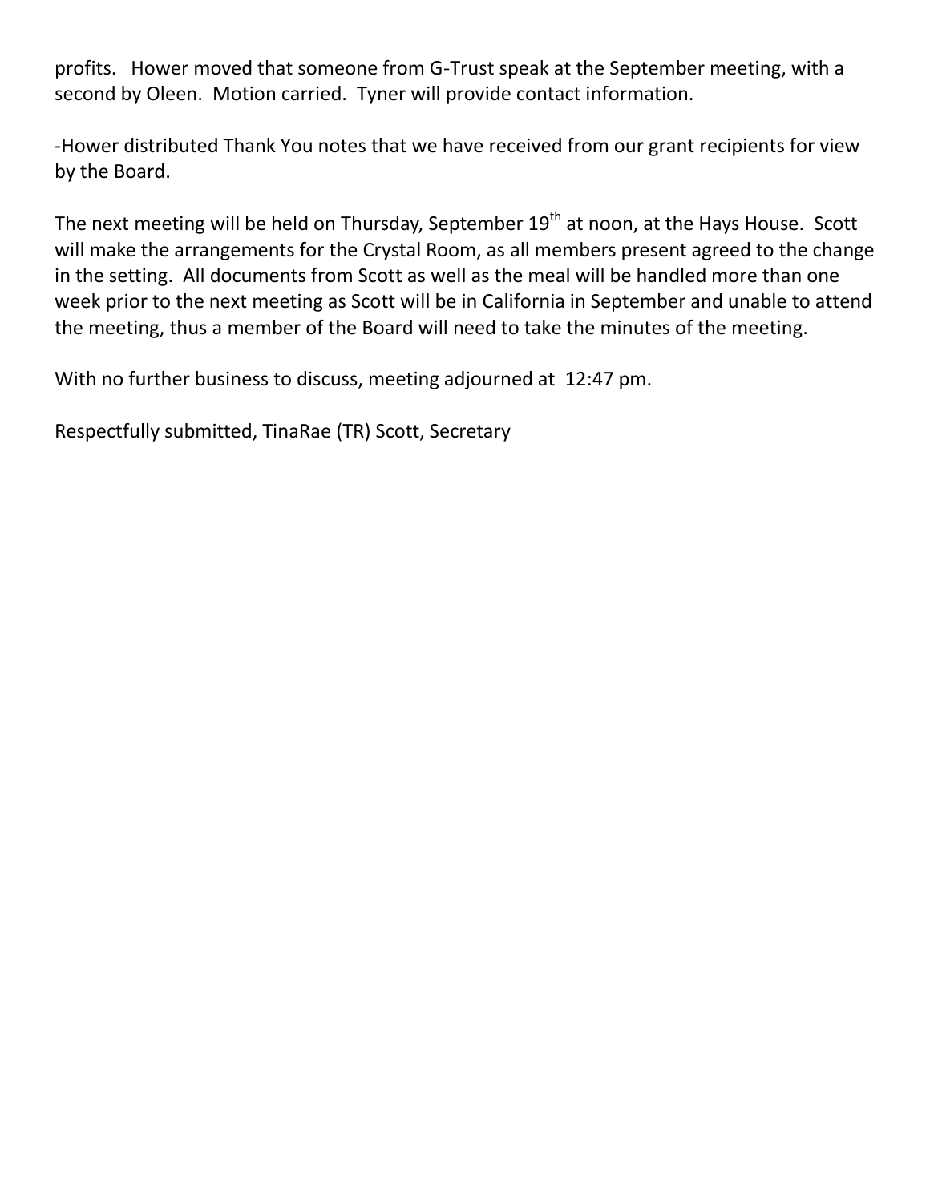profits.   Hower moved that someone from G-Trust speak at the September meeting, with a second by Oleen.  Motion carried.  Tyner will provide contact information.

-Hower distributed Thank You notes that we have received from our grant recipients for view by the Board.

The next meeting will be held on Thursday, September 19th at noon, at the Hays House.  Scott will make the arrangements for the Crystal Room, as all members present agreed to the change in the setting.  All documents from Scott as well as the meal will be handled more than one week prior to the next meeting as Scott will be in California in September and unable to attend the meeting, thus a member of the Board will need to take the minutes of the meeting.

With no further business to discuss, meeting adjourned at  12:47 pm.

Respectfully submitted, TinaRae (TR) Scott, Secretary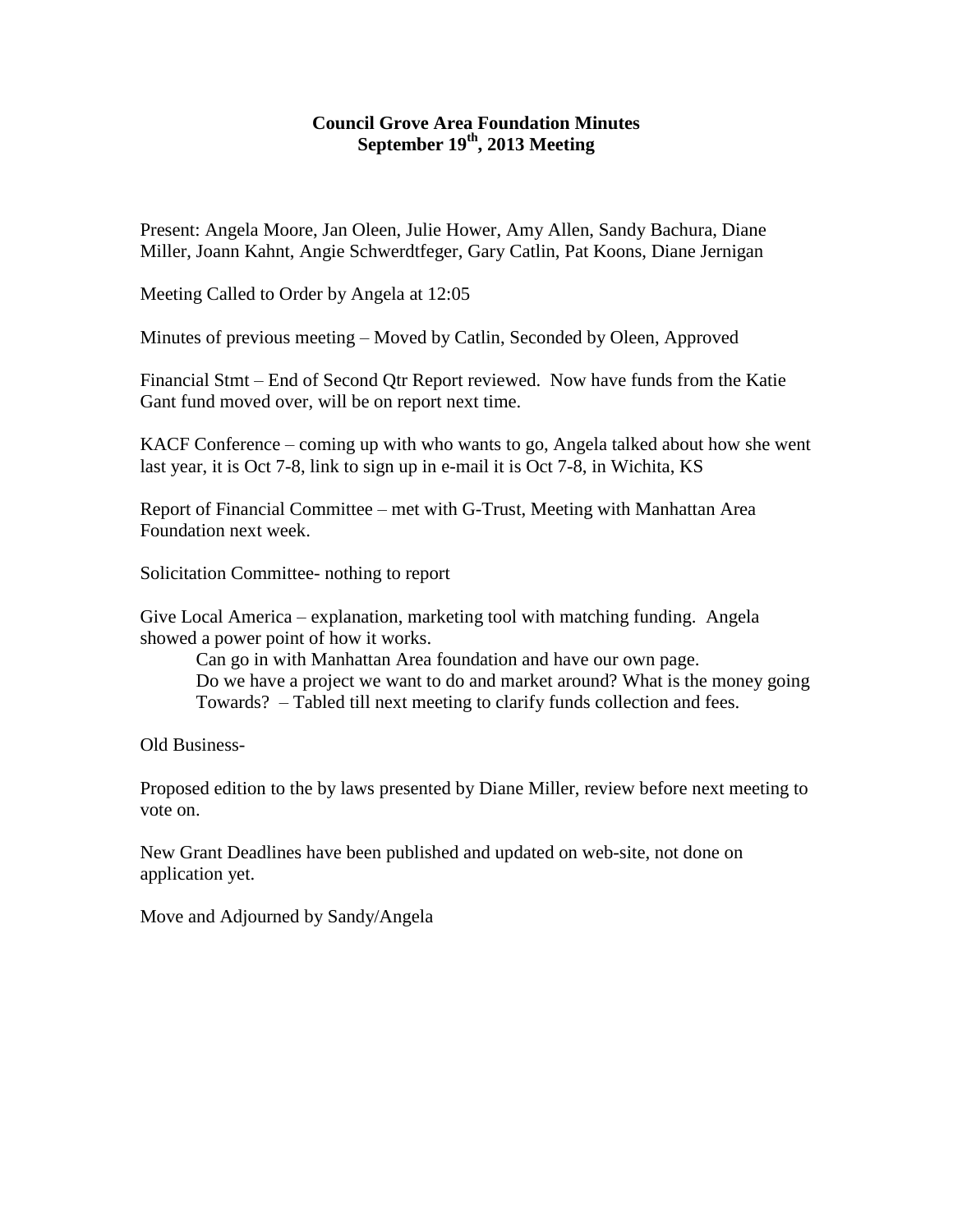**Council Grove Area Foundation Minutes**
**September 19th, 2013 Meeting**

Present: Angela Moore, Jan Oleen, Julie Hower, Amy Allen, Sandy Bachura, Diane Miller, Joann Kahnt, Angie Schwerdtfeger, Gary Catlin, Pat Koons, Diane Jernigan

Meeting Called to Order by Angela at 12:05

Minutes of previous meeting – Moved by Catlin, Seconded by Oleen, Approved

Financial Stmt – End of Second Qtr Report reviewed. Now have funds from the Katie Gant fund moved over, will be on report next time.

KACF Conference – coming up with who wants to go, Angela talked about how she went last year, it is Oct 7-8, link to sign up in e-mail it is Oct 7-8, in Wichita, KS

Report of Financial Committee – met with G-Trust, Meeting with Manhattan Area Foundation next week.

Solicitation Committee- nothing to report

Give Local America – explanation, marketing tool with matching funding. Angela showed a power point of how it works.

> Can go in with Manhattan Area foundation and have our own page.
> Do we have a project we want to do and market around? What is the money going Towards? – Tabled till next meeting to clarify funds collection and fees.

Old Business-

Proposed edition to the by laws presented by Diane Miller, review before next meeting to vote on.

New Grant Deadlines have been published and updated on web-site, not done on application yet.

Move and Adjourned by Sandy/Angela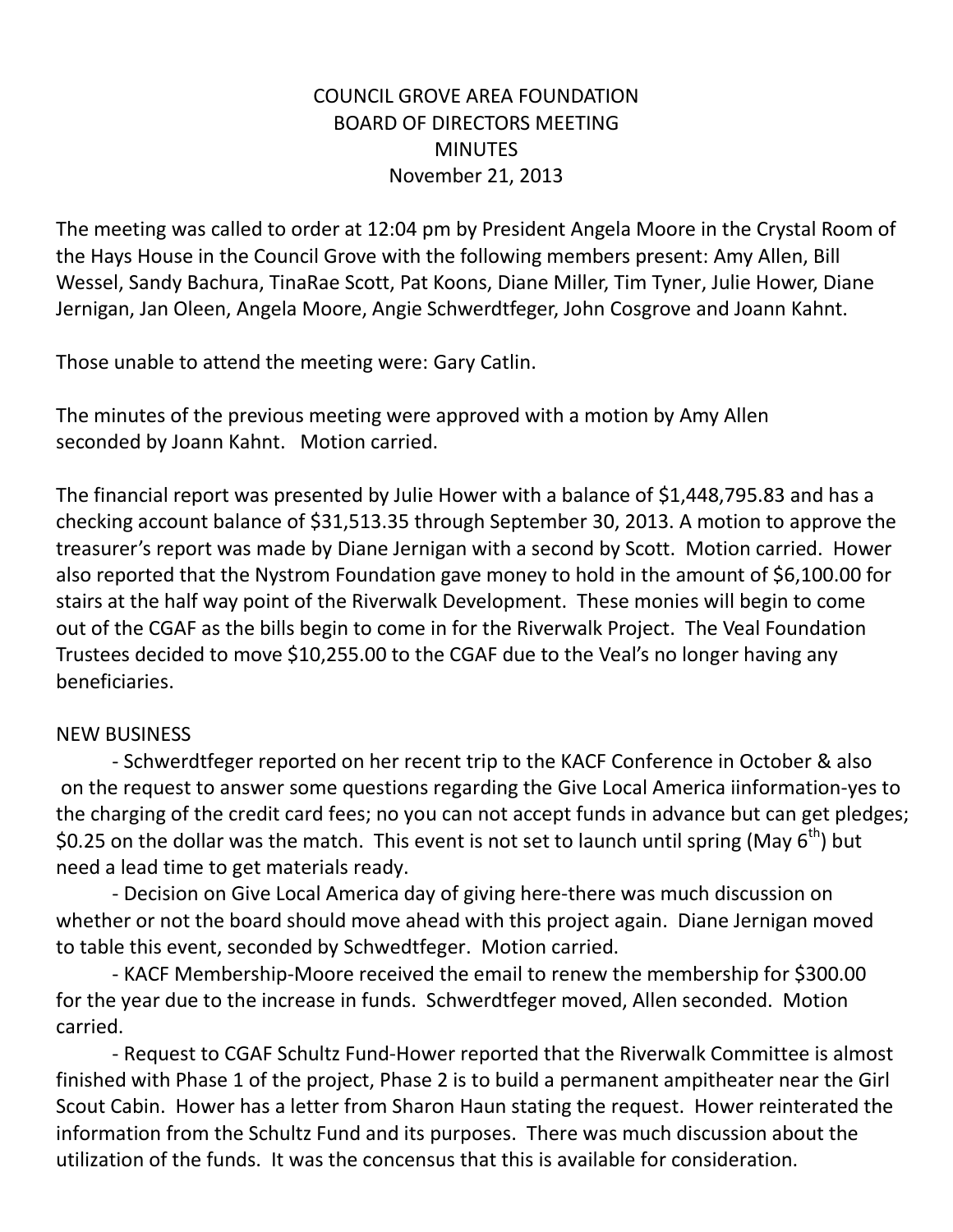COUNCIL GROVE AREA FOUNDATION
BOARD OF DIRECTORS MEETING
MINUTES
November 21, 2013

The meeting was called to order at 12:04 pm by President Angela Moore in the Crystal Room of the Hays House in the Council Grove with the following members present: Amy Allen, Bill Wessel, Sandy Bachura, TinaRae Scott, Pat Koons, Diane Miller, Tim Tyner, Julie Hower, Diane Jernigan, Jan Oleen, Angela Moore, Angie Schwerdtfeger, John Cosgrove and Joann Kahnt.

Those unable to attend the meeting were: Gary Catlin.

The minutes of the previous meeting were approved with a motion by Amy Allen seconded by Joann Kahnt.  Motion carried.

The financial report was presented by Julie Hower with a balance of $1,448,795.83 and has a checking account balance of $31,513.35 through September 30, 2013. A motion to approve the treasurer's report was made by Diane Jernigan with a second by Scott.  Motion carried.  Hower also reported that the Nystrom Foundation gave money to hold in the amount of $6,100.00 for stairs at the half way point of the Riverwalk Development.  These monies will begin to come out of the CGAF as the bills begin to come in for the Riverwalk Project.  The Veal Foundation Trustees decided to move $10,255.00 to the CGAF due to the Veal's no longer having any beneficiaries.

NEW BUSINESS

- Schwerdtfeger reported on her recent trip to the KACF Conference in October & also on the request to answer some questions regarding the Give Local America iinformation-yes to the charging of the credit card fees; no you can not accept funds in advance but can get pledges; $0.25 on the dollar was the match.  This event is not set to launch until spring (May 6th) but need a lead time to get materials ready.

- Decision on Give Local America day of giving here-there was much discussion on whether or not the board should move ahead with this project again.  Diane Jernigan moved to table this event, seconded by Schwedtfeger.  Motion carried.

- KACF Membership-Moore received the email to renew the membership for $300.00 for the year due to the increase in funds.  Schwerdtfeger moved, Allen seconded.  Motion carried.

- Request to CGAF Schultz Fund-Hower reported that the Riverwalk Committee is almost finished with Phase 1 of the project, Phase 2 is to build a permanent ampitheater near the Girl Scout Cabin.  Hower has a letter from Sharon Haun stating the request.  Hower reinterated the information from the Schultz Fund and its purposes.  There was much discussion about the utilization of the funds.  It was the concensus that this is available for consideration.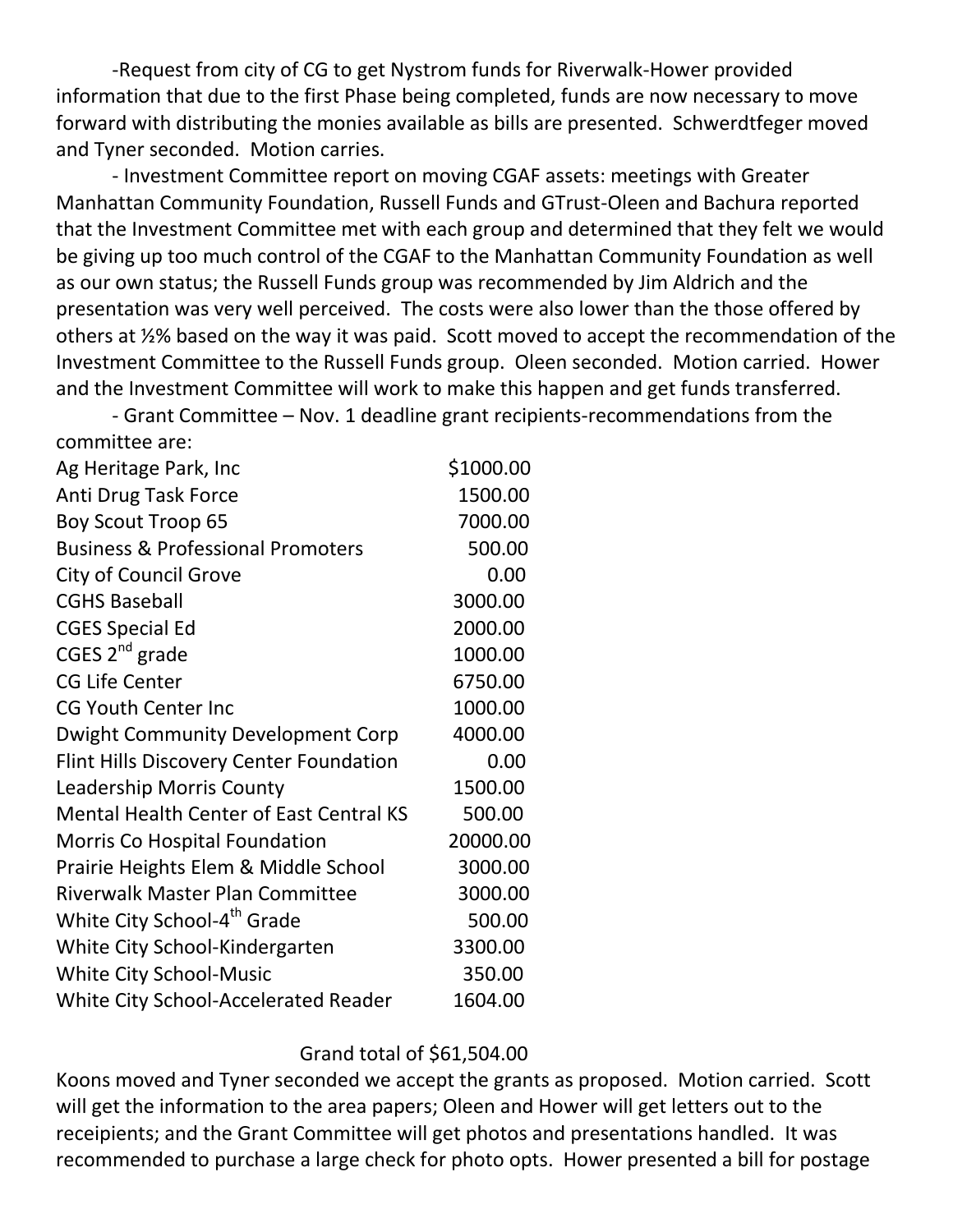-Request from city of CG to get Nystrom funds for Riverwalk-Hower provided information that due to the first Phase being completed, funds are now necessary to move forward with distributing the monies available as bills are presented. Schwerdtfeger moved and Tyner seconded. Motion carries.

- Investment Committee report on moving CGAF assets: meetings with Greater Manhattan Community Foundation, Russell Funds and GTrust-Oleen and Bachura reported that the Investment Committee met with each group and determined that they felt we would be giving up too much control of the CGAF to the Manhattan Community Foundation as well as our own status; the Russell Funds group was recommended by Jim Aldrich and the presentation was very well perceived. The costs were also lower than the those offered by others at ½% based on the way it was paid. Scott moved to accept the recommendation of the Investment Committee to the Russell Funds group. Oleen seconded. Motion carried. Hower and the Investment Committee will work to make this happen and get funds transferred.

- Grant Committee – Nov. 1 deadline grant recipients-recommendations from the committee are:

| | |
|---|---|
| Ag Heritage Park, Inc | $1000.00 |
| Anti Drug Task Force | 1500.00 |
| Boy Scout Troop 65 | 7000.00 |
| Business & Professional Promoters | 500.00 |
| City of Council Grove | 0.00 |
| CGHS Baseball | 3000.00 |
| CGES Special Ed | 2000.00 |
| CGES 2nd grade | 1000.00 |
| CG Life Center | 6750.00 |
| CG Youth Center Inc | 1000.00 |
| Dwight Community Development Corp | 4000.00 |
| Flint Hills Discovery Center Foundation | 0.00 |
| Leadership Morris County | 1500.00 |
| Mental Health Center of East Central KS | 500.00 |
| Morris Co Hospital Foundation | 20000.00 |
| Prairie Heights Elem & Middle School | 3000.00 |
| Riverwalk Master Plan Committee | 3000.00 |
| White City School-4th Grade | 500.00 |
| White City School-Kindergarten | 3300.00 |
| White City School-Music | 350.00 |
| White City School-Accelerated Reader | 1604.00 |

Grand total of $61,504.00

Koons moved and Tyner seconded we accept the grants as proposed. Motion carried. Scott will get the information to the area papers; Oleen and Hower will get letters out to the receipients; and the Grant Committee will get photos and presentations handled. It was recommended to purchase a large check for photo opts. Hower presented a bill for postage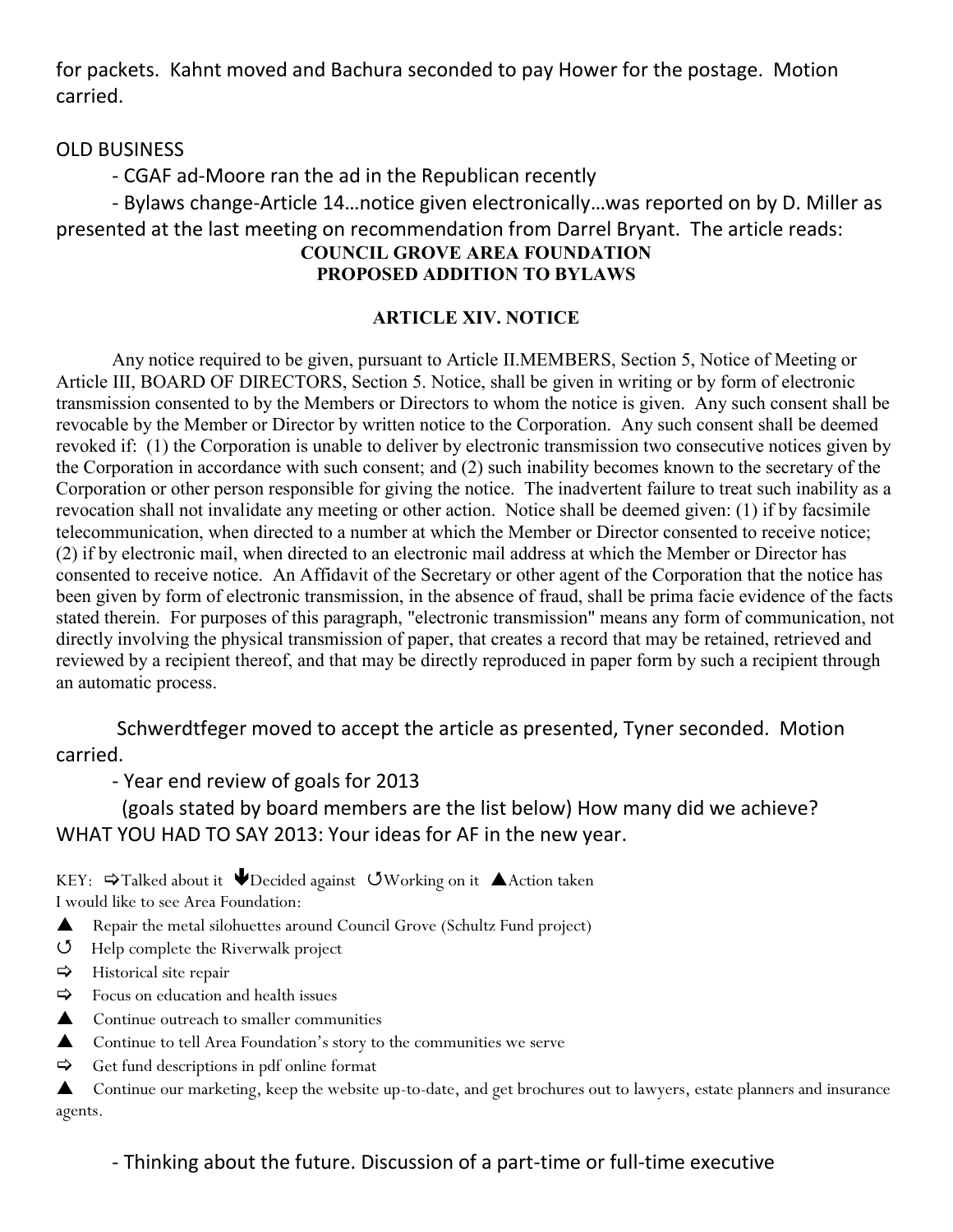for packets. Kahnt moved and Bachura seconded to pay Hower for the postage. Motion carried.

OLD BUSINESS

- CGAF ad-Moore ran the ad in the Republican recently
- Bylaws change-Article 14…notice given electronically…was reported on by D. Miller as presented at the last meeting on recommendation from Darrel Bryant. The article reads:

**COUNCIL GROVE AREA FOUNDATION**
**PROPOSED ADDITION TO BYLAWS**

**ARTICLE XIV. NOTICE**

Any notice required to be given, pursuant to Article II.MEMBERS, Section 5, Notice of Meeting or Article III, BOARD OF DIRECTORS, Section 5. Notice, shall be given in writing or by form of electronic transmission consented to by the Members or Directors to whom the notice is given. Any such consent shall be revocable by the Member or Director by written notice to the Corporation. Any such consent shall be deemed revoked if: (1) the Corporation is unable to deliver by electronic transmission two consecutive notices given by the Corporation in accordance with such consent; and (2) such inability becomes known to the secretary of the Corporation or other person responsible for giving the notice. The inadvertent failure to treat such inability as a revocation shall not invalidate any meeting or other action. Notice shall be deemed given: (1) if by facsimile telecommunication, when directed to a number at which the Member or Director consented to receive notice; (2) if by electronic mail, when directed to an electronic mail address at which the Member or Director has consented to receive notice. An Affidavit of the Secretary or other agent of the Corporation that the notice has been given by form of electronic transmission, in the absence of fraud, shall be prima facie evidence of the facts stated therein. For purposes of this paragraph, "electronic transmission" means any form of communication, not directly involving the physical transmission of paper, that creates a record that may be retained, retrieved and reviewed by a recipient thereof, and that may be directly reproduced in paper form by such a recipient through an automatic process.

Schwerdtfeger moved to accept the article as presented, Tyner seconded. Motion carried.

- Year end review of goals for 2013

(goals stated by board members are the list below) How many did we achieve?

WHAT YOU HAD TO SAY 2013: Your ideas for AF in the new year.

KEY: ⇨Talked about it ⬇Decided against ↺Working on it ▲Action taken

I would like to see Area Foundation:

- ▲ Repair the metal silohuettes around Council Grove (Schultz Fund project)
- ↺ Help complete the Riverwalk project
- ⇨ Historical site repair
- ⇨ Focus on education and health issues
- ▲ Continue outreach to smaller communities
- ▲ Continue to tell Area Foundation's story to the communities we serve
- ⇨ Get fund descriptions in pdf online format
- ▲ Continue our marketing, keep the website up-to-date, and get brochures out to lawyers, estate planners and insurance agents.

- Thinking about the future. Discussion of a part-time or full-time executive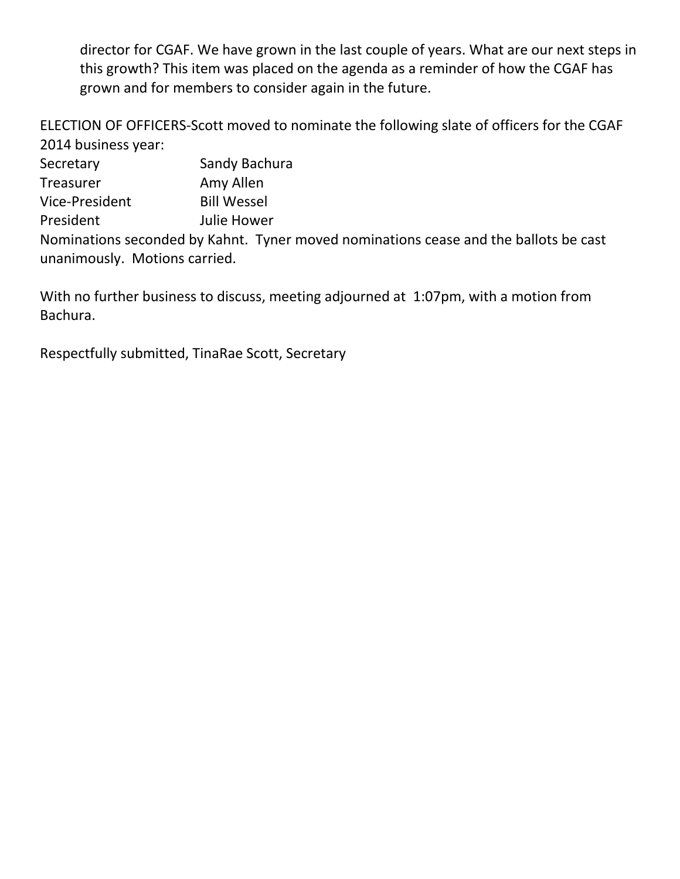director for CGAF. We have grown in the last couple of years. What are our next steps in this growth? This item was placed on the agenda as a reminder of how the CGAF has grown and for members to consider again in the future.

ELECTION OF OFFICERS-Scott moved to nominate the following slate of officers for the CGAF 2014 business year:

| | |
|---|---|
| Secretary | Sandy Bachura |
| Treasurer | Amy Allen |
| Vice-President | Bill Wessel |
| President | Julie Hower |

Nominations seconded by Kahnt. Tyner moved nominations cease and the ballots be cast unanimously. Motions carried.

With no further business to discuss, meeting adjourned at 1:07pm, with a motion from Bachura.

Respectfully submitted, TinaRae Scott, Secretary